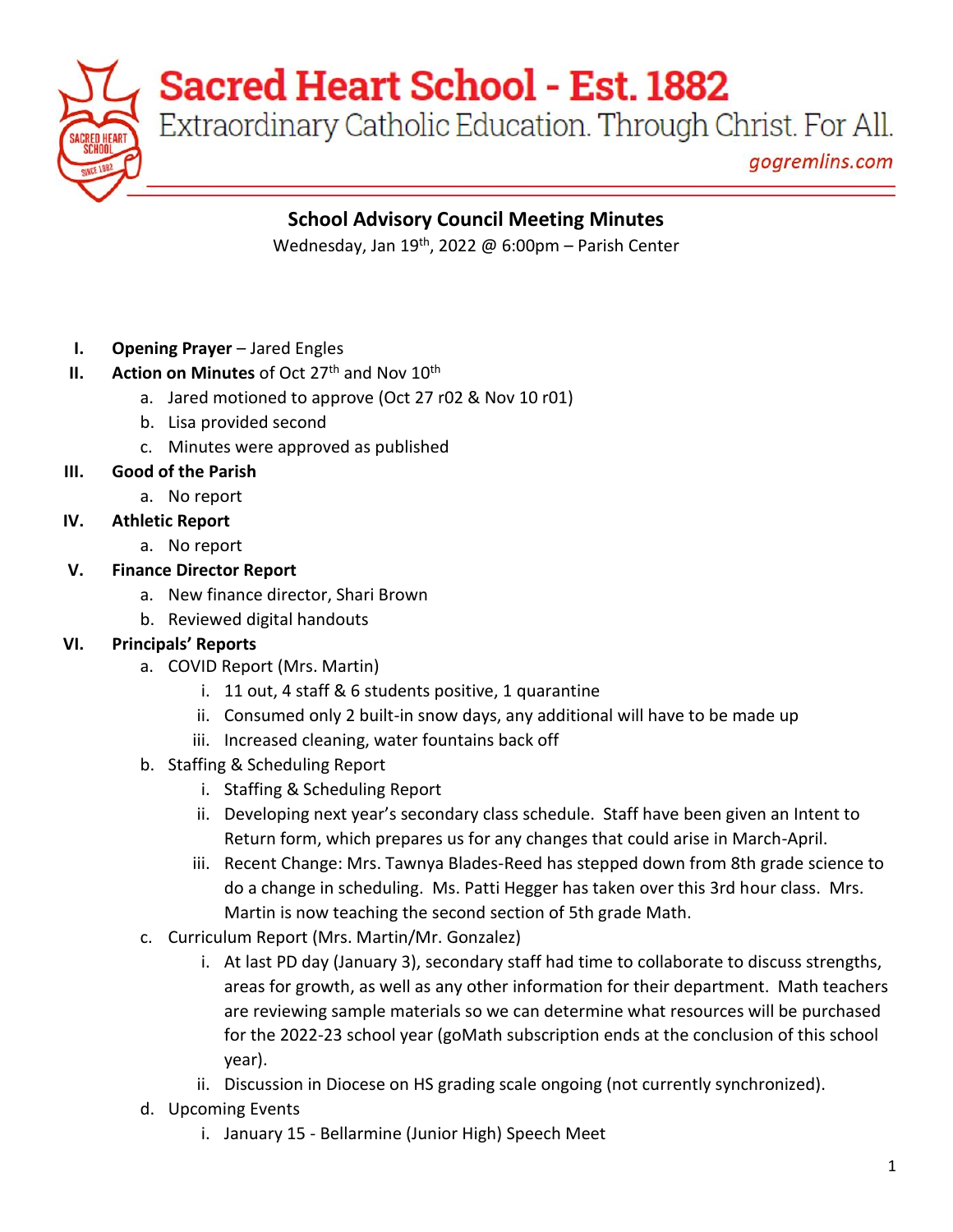# Sacred Heart School - Est. 1882

Extraordinary Catholic Education. Through Christ. For All.

gogremlins.com

## School Advisory Council Meeting Minutes

Wednesday, Jan 19th, 2022 @ 6:00pm – Parish Center

I. **Opening Prayer** – Jared Engles

II. **Action on Minutes** of Oct 27th and Nov 10th
   a. Jared motioned to approve (Oct 27 r02 & Nov 10 r01)
   b. Lisa provided second
   c. Minutes were approved as published

III. **Good of the Parish**
   a. No report

IV. **Athletic Report**
   a. No report

V. **Finance Director Report**
   a. New finance director, Shari Brown
   b. Reviewed digital handouts

VI. **Principals' Reports**
   a. COVID Report (Mrs. Martin)
      i. 11 out, 4 staff & 6 students positive, 1 quarantine
      ii. Consumed only 2 built-in snow days, any additional will have to be made up
      iii. Increased cleaning, water fountains back off
   b. Staffing & Scheduling Report
      i. Staffing & Scheduling Report
      ii. Developing next year's secondary class schedule. Staff have been given an Intent to Return form, which prepares us for any changes that could arise in March-April.
      iii. Recent Change: Mrs. Tawnya Blades-Reed has stepped down from 8th grade science to do a change in scheduling. Ms. Patti Hegger has taken over this 3rd hour class. Mrs. Martin is now teaching the second section of 5th grade Math.
   c. Curriculum Report (Mrs. Martin/Mr. Gonzalez)
      i. At last PD day (January 3), secondary staff had time to collaborate to discuss strengths, areas for growth, as well as any other information for their department. Math teachers are reviewing sample materials so we can determine what resources will be purchased for the 2022-23 school year (goMath subscription ends at the conclusion of this school year).
      ii. Discussion in Diocese on HS grading scale ongoing (not currently synchronized).
   d. Upcoming Events
      i. January 15 - Bellarmine (Junior High) Speech Meet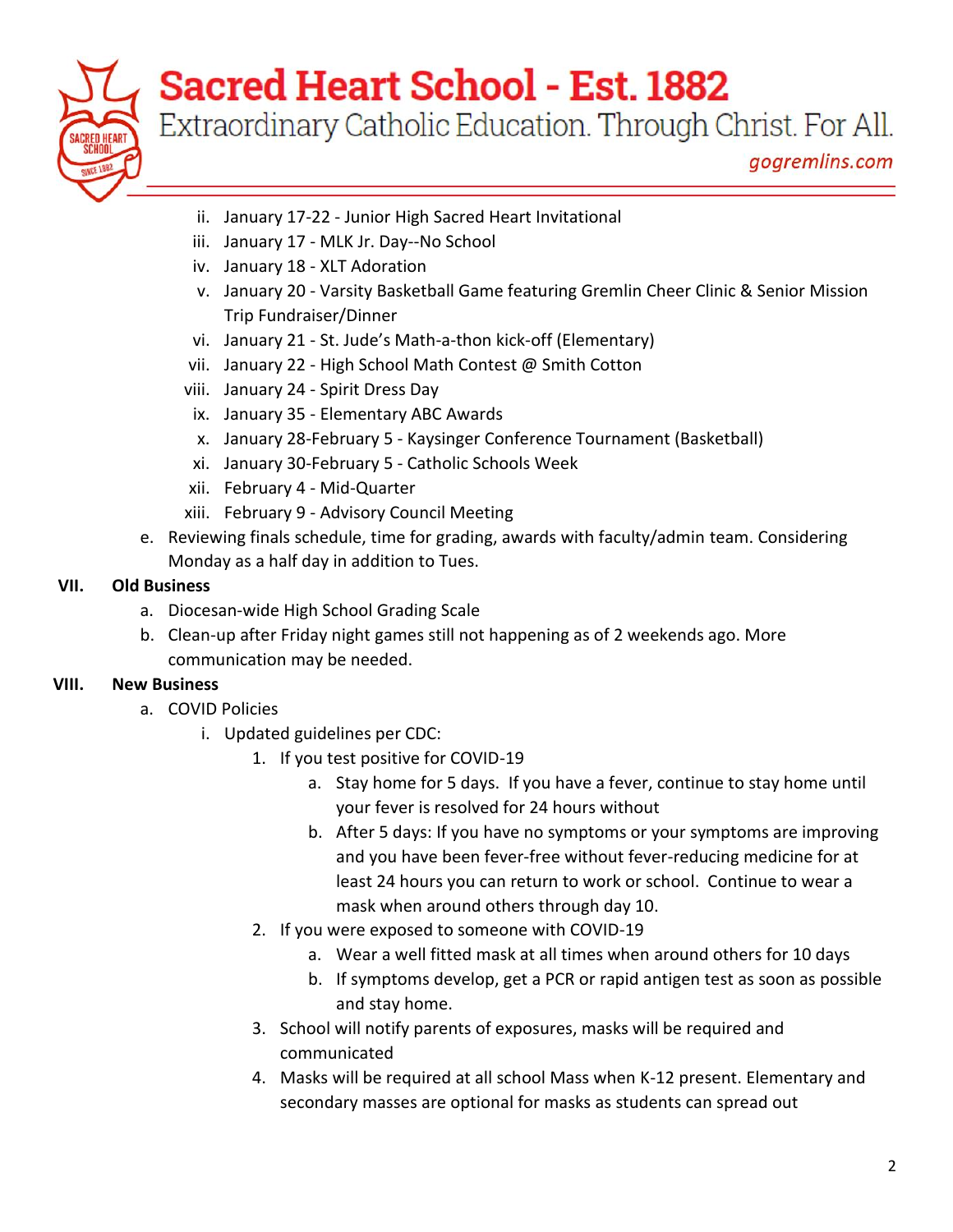ii. January 17-22 - Junior High Sacred Heart Invitational
   iii. January 17 - MLK Jr. Day--No School
   iv. January 18 - XLT Adoration
   v. January 20 - Varsity Basketball Game featuring Gremlin Cheer Clinic & Senior Mission Trip Fundraiser/Dinner
   vi. January 21 - St. Jude's Math-a-thon kick-off (Elementary)
   vii. January 22 - High School Math Contest @ Smith Cotton
   viii. January 24 - Spirit Dress Day
   ix. January 35 - Elementary ABC Awards
   x. January 28-February 5 - Kaysinger Conference Tournament (Basketball)
   xi. January 30-February 5 - Catholic Schools Week
   xii. February 4 - Mid-Quarter
   xiii. February 9 - Advisory Council Meeting

   e. Reviewing finals schedule, time for grading, awards with faculty/admin team. Considering Monday as a half day in addition to Tues.

**VII. Old Business**

   a. Diocesan-wide High School Grading Scale
   b. Clean-up after Friday night games still not happening as of 2 weekends ago. More communication may be needed.

**VIII. New Business**

   a. COVID Policies
      i. Updated guidelines per CDC:
         1. If you test positive for COVID-19
            a. Stay home for 5 days. If you have a fever, continue to stay home until your fever is resolved for 24 hours without
            b. After 5 days: If you have no symptoms or your symptoms are improving and you have been fever-free without fever-reducing medicine for at least 24 hours you can return to work or school. Continue to wear a mask when around others through day 10.
         2. If you were exposed to someone with COVID-19
            a. Wear a well fitted mask at all times when around others for 10 days
            b. If symptoms develop, get a PCR or rapid antigen test as soon as possible and stay home.
         3. School will notify parents of exposures, masks will be required and communicated
         4. Masks will be required at all school Mass when K-12 present. Elementary and secondary masses are optional for masks as students can spread out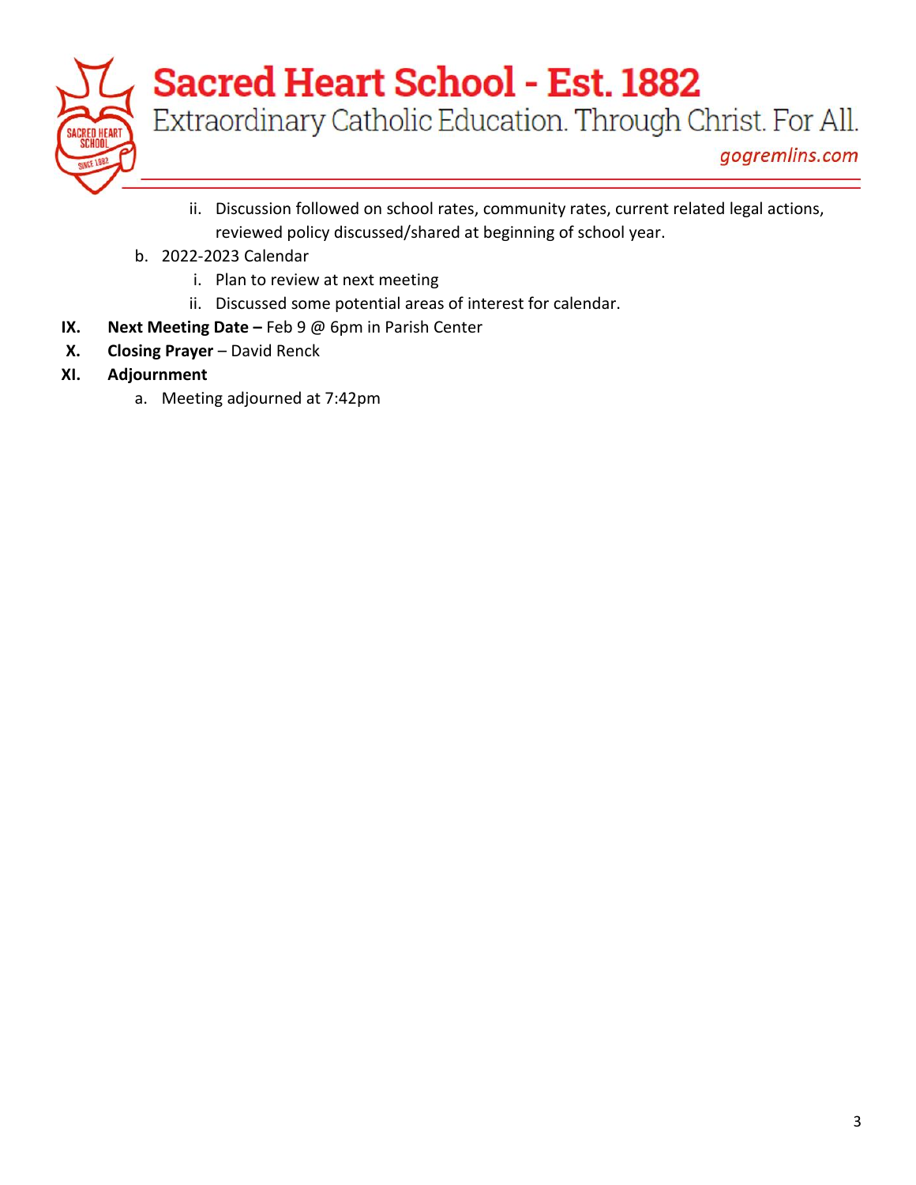ii. Discussion followed on school rates, community rates, current related legal actions, reviewed policy discussed/shared at beginning of school year.

b. 2022-2023 Calendar

    i. Plan to review at next meeting

    ii. Discussed some potential areas of interest for calendar.

**IX. Next Meeting Date –** Feb 9 @ 6pm in Parish Center

**X. Closing Prayer** – David Renck

**XI. Adjournment**

a. Meeting adjourned at 7:42pm